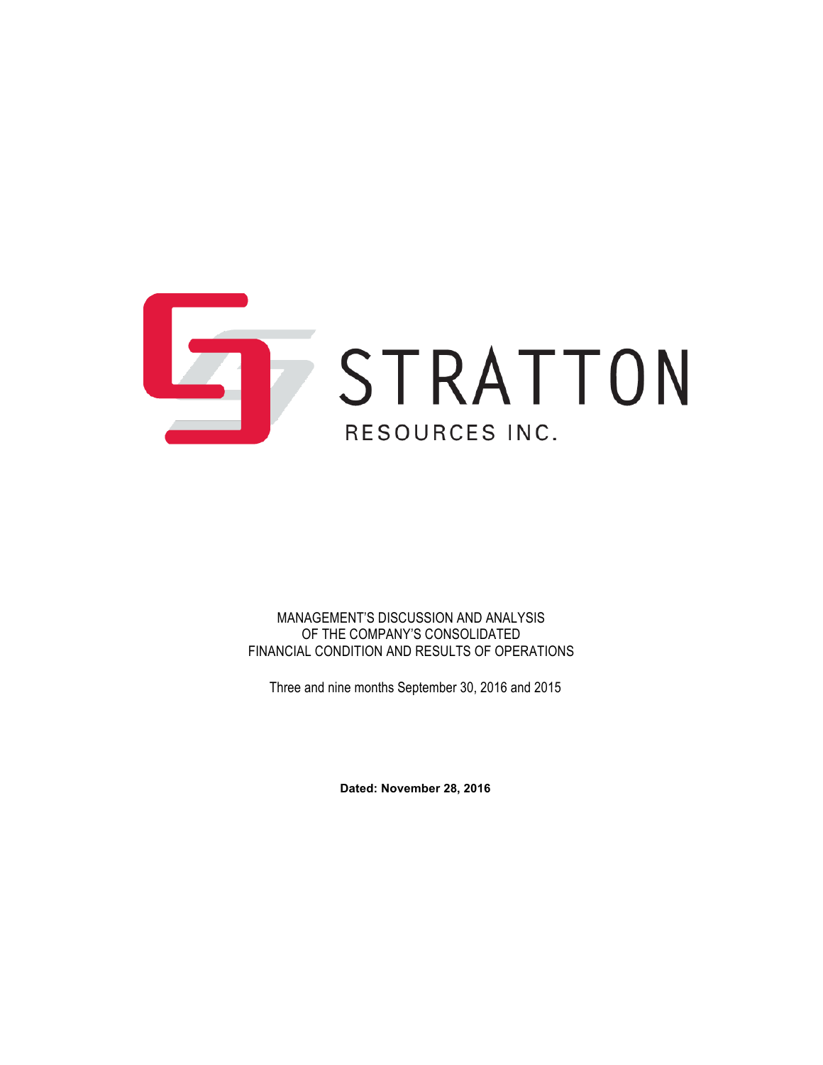STRATTON

RESOURCES INC.

MANAGEMENT'S DISCUSSION AND ANALYSIS
OF THE COMPANY'S CONSOLIDATED
FINANCIAL CONDITION AND RESULTS OF OPERATIONS

Three and nine months September 30, 2016 and 2015

**Dated: November 28, 2016**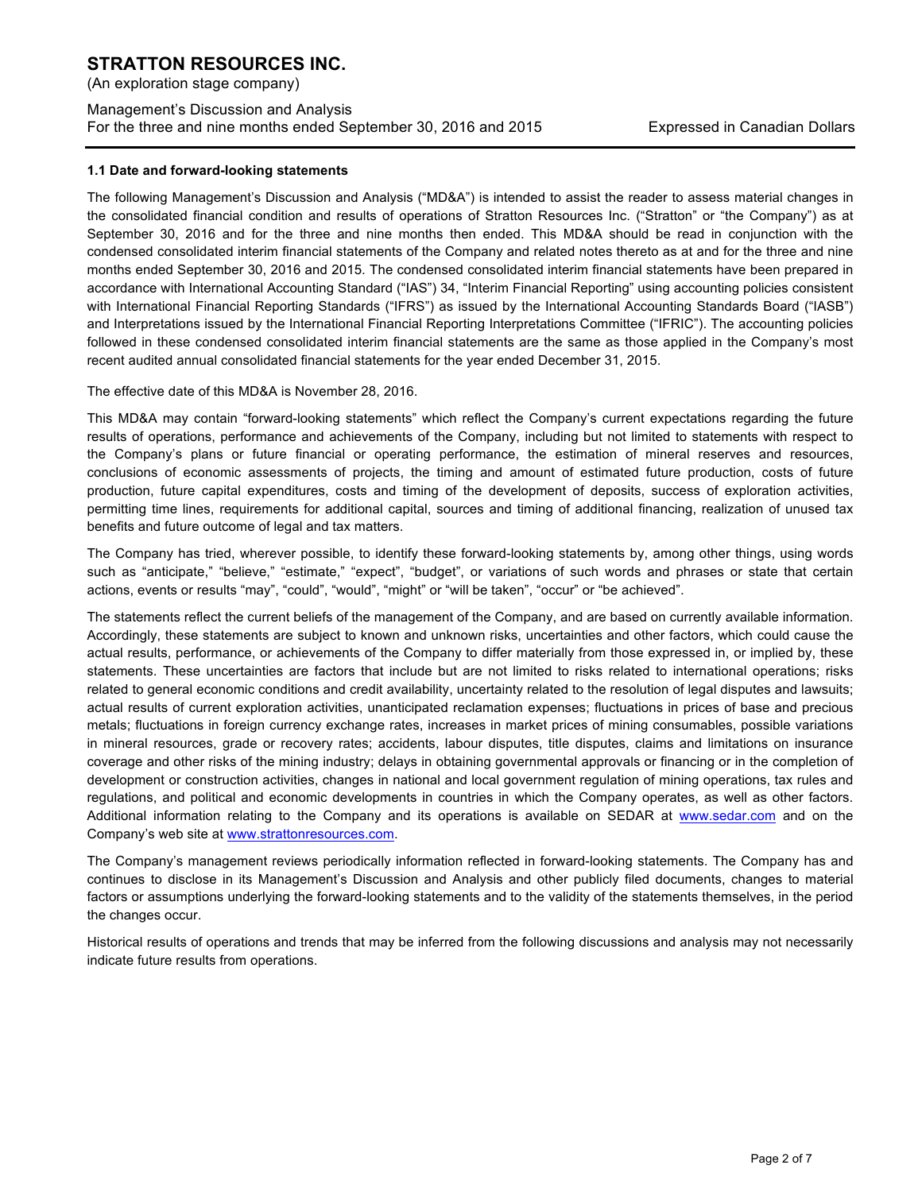**1.1 Date and forward-looking statements**

The following Management's Discussion and Analysis ("MD&A") is intended to assist the reader to assess material changes in the consolidated financial condition and results of operations of Stratton Resources Inc. ("Stratton" or "the Company") as at September 30, 2016 and for the three and nine months then ended. This MD&A should be read in conjunction with the condensed consolidated interim financial statements of the Company and related notes thereto as at and for the three and nine months ended September 30, 2016 and 2015. The condensed consolidated interim financial statements have been prepared in accordance with International Accounting Standard ("IAS") 34, "Interim Financial Reporting" using accounting policies consistent with International Financial Reporting Standards ("IFRS") as issued by the International Accounting Standards Board ("IASB") and Interpretations issued by the International Financial Reporting Interpretations Committee ("IFRIC"). The accounting policies followed in these condensed consolidated interim financial statements are the same as those applied in the Company's most recent audited annual consolidated financial statements for the year ended December 31, 2015.

The effective date of this MD&A is November 28, 2016.

This MD&A may contain "forward-looking statements" which reflect the Company's current expectations regarding the future results of operations, performance and achievements of the Company, including but not limited to statements with respect to the Company's plans or future financial or operating performance, the estimation of mineral reserves and resources, conclusions of economic assessments of projects, the timing and amount of estimated future production, costs of future production, future capital expenditures, costs and timing of the development of deposits, success of exploration activities, permitting time lines, requirements for additional capital, sources and timing of additional financing, realization of unused tax benefits and future outcome of legal and tax matters.

The Company has tried, wherever possible, to identify these forward-looking statements by, among other things, using words such as "anticipate," "believe," "estimate," "expect", "budget", or variations of such words and phrases or state that certain actions, events or results "may", "could", "would", "might" or "will be taken", "occur" or "be achieved".

The statements reflect the current beliefs of the management of the Company, and are based on currently available information. Accordingly, these statements are subject to known and unknown risks, uncertainties and other factors, which could cause the actual results, performance, or achievements of the Company to differ materially from those expressed in, or implied by, these statements. These uncertainties are factors that include but are not limited to risks related to international operations; risks related to general economic conditions and credit availability, uncertainty related to the resolution of legal disputes and lawsuits; actual results of current exploration activities, unanticipated reclamation expenses; fluctuations in prices of base and precious metals; fluctuations in foreign currency exchange rates, increases in market prices of mining consumables, possible variations in mineral resources, grade or recovery rates; accidents, labour disputes, title disputes, claims and limitations on insurance coverage and other risks of the mining industry; delays in obtaining governmental approvals or financing or in the completion of development or construction activities, changes in national and local government regulation of mining operations, tax rules and regulations, and political and economic developments in countries in which the Company operates, as well as other factors. Additional information relating to the Company and its operations is available on SEDAR at www.sedar.com and on the Company's web site at www.strattonresources.com.

The Company's management reviews periodically information reflected in forward-looking statements. The Company has and continues to disclose in its Management's Discussion and Analysis and other publicly filed documents, changes to material factors or assumptions underlying the forward-looking statements and to the validity of the statements themselves, in the period the changes occur.

Historical results of operations and trends that may be inferred from the following discussions and analysis may not necessarily indicate future results from operations.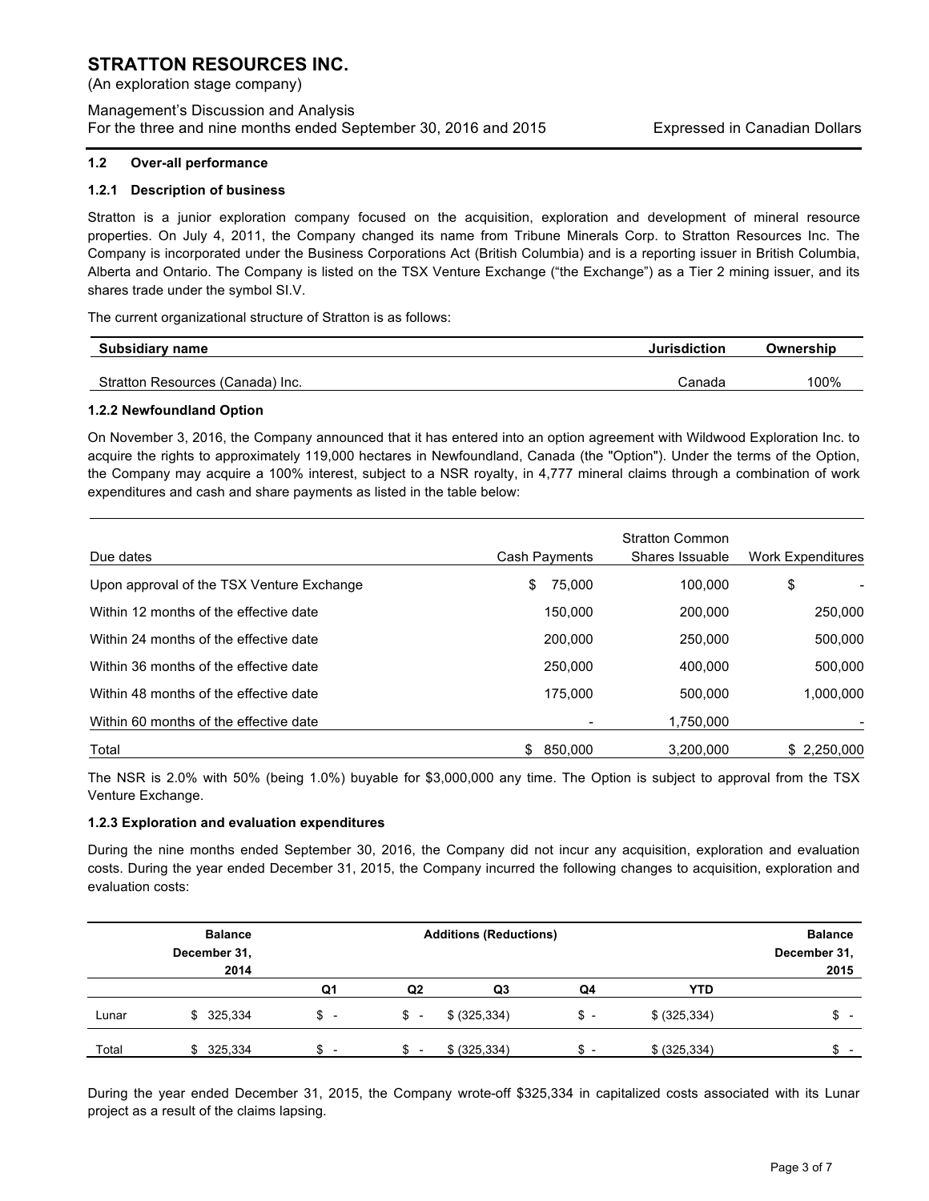### 1.2 Over-all performance

#### 1.2.1 Description of business

Stratton is a junior exploration company focused on the acquisition, exploration and development of mineral resource properties. On July 4, 2011, the Company changed its name from Tribune Minerals Corp. to Stratton Resources Inc. The Company is incorporated under the Business Corporations Act (British Columbia) and is a reporting issuer in British Columbia, Alberta and Ontario. The Company is listed on the TSX Venture Exchange ("the Exchange") as a Tier 2 mining issuer, and its shares trade under the symbol SI.V.

The current organizational structure of Stratton is as follows:

| Subsidiary name | Jurisdiction | Ownership |
|---|---|---|
| Stratton Resources (Canada) Inc. | Canada | 100% |

#### 1.2.2 Newfoundland Option

On November 3, 2016, the Company announced that it has entered into an option agreement with Wildwood Exploration Inc. to acquire the rights to approximately 119,000 hectares in Newfoundland, Canada (the "Option"). Under the terms of the Option, the Company may acquire a 100% interest, subject to a NSR royalty, in 4,777 mineral claims through a combination of work expenditures and cash and share payments as listed in the table below:

| Due dates | Cash Payments | Stratton Common Shares Issuable | Work Expenditures |
|---|---|---|---|
| Upon approval of the TSX Venture Exchange | $ 75,000 | 100,000 | $ - |
| Within 12 months of the effective date | 150,000 | 200,000 | 250,000 |
| Within 24 months of the effective date | 200,000 | 250,000 | 500,000 |
| Within 36 months of the effective date | 250,000 | 400,000 | 500,000 |
| Within 48 months of the effective date | 175,000 | 500,000 | 1,000,000 |
| Within 60 months of the effective date | - | 1,750,000 | - |
| Total | $ 850,000 | 3,200,000 | $ 2,250,000 |

The NSR is 2.0% with 50% (being 1.0%) buyable for $3,000,000 any time. The Option is subject to approval from the TSX Venture Exchange.

#### 1.2.3 Exploration and evaluation expenditures

During the nine months ended September 30, 2016, the Company did not incur any acquisition, exploration and evaluation costs. During the year ended December 31, 2015, the Company incurred the following changes to acquisition, exploration and evaluation costs:

| | Balance December 31, 2014 | Additions (Reductions) | | | | | Balance December 31, 2015 |
|---|---|---|---|---|---|---|---|
| | | Q1 | Q2 | Q3 | Q4 | YTD | |
| Lunar | $ 325,334 | $ - | $ - | $ (325,334) | $ - | $ (325,334) | $ - |
| Total | $ 325,334 | $ - | $ - | $ (325,334) | $ - | $ (325,334) | $ - |

During the year ended December 31, 2015, the Company wrote-off $325,334 in capitalized costs associated with its Lunar project as a result of the claims lapsing.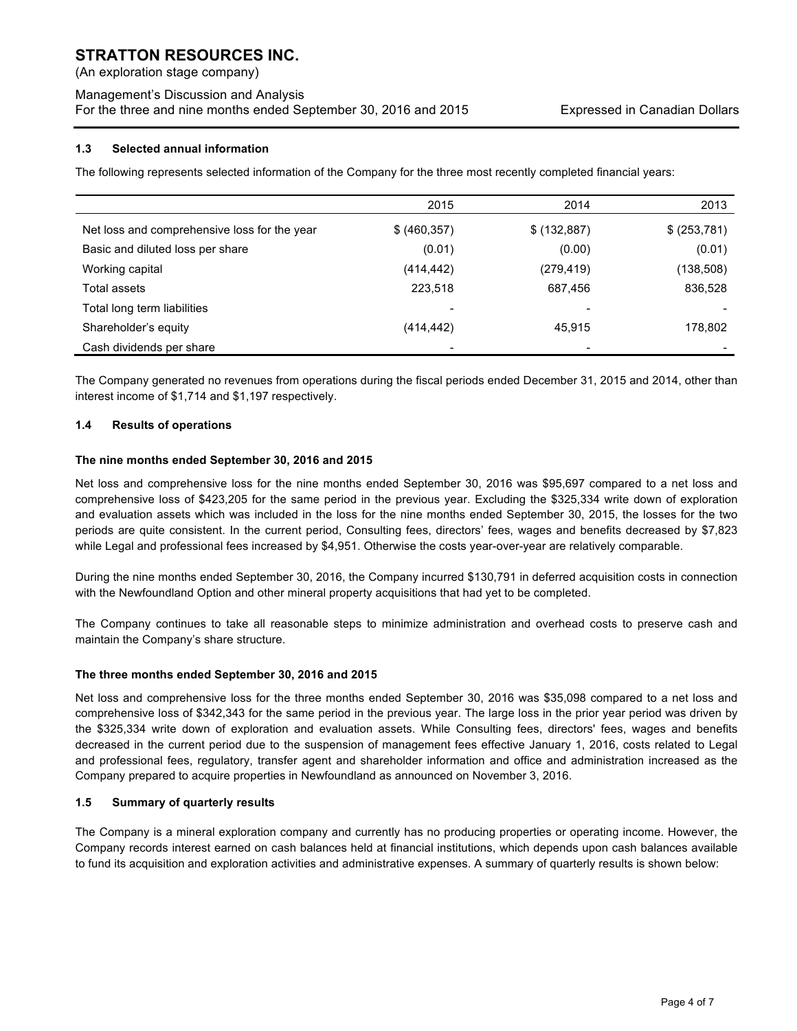### 1.3 Selected annual information

The following represents selected information of the Company for the three most recently completed financial years:

| | 2015 | 2014 | 2013 |
|---|---|---|---|
| Net loss and comprehensive loss for the year | $ (460,357) | $ (132,887) | $ (253,781) |
| Basic and diluted loss per share | (0.01) | (0.00) | (0.01) |
| Working capital | (414,442) | (279,419) | (138,508) |
| Total assets | 223,518 | 687,456 | 836,528 |
| Total long term liabilities | - | - | - |
| Shareholder's equity | (414,442) | 45,915 | 178,802 |
| Cash dividends per share | - | - | - |

The Company generated no revenues from operations during the fiscal periods ended December 31, 2015 and 2014, other than interest income of $1,714 and $1,197 respectively.

### 1.4 Results of operations

**The nine months ended September 30, 2016 and 2015**

Net loss and comprehensive loss for the nine months ended September 30, 2016 was $95,697 compared to a net loss and comprehensive loss of $423,205 for the same period in the previous year. Excluding the $325,334 write down of exploration and evaluation assets which was included in the loss for the nine months ended September 30, 2015, the losses for the two periods are quite consistent. In the current period, Consulting fees, directors' fees, wages and benefits decreased by $7,823 while Legal and professional fees increased by $4,951. Otherwise the costs year-over-year are relatively comparable.

During the nine months ended September 30, 2016, the Company incurred $130,791 in deferred acquisition costs in connection with the Newfoundland Option and other mineral property acquisitions that had yet to be completed.

The Company continues to take all reasonable steps to minimize administration and overhead costs to preserve cash and maintain the Company's share structure.

**The three months ended September 30, 2016 and 2015**

Net loss and comprehensive loss for the three months ended September 30, 2016 was $35,098 compared to a net loss and comprehensive loss of $342,343 for the same period in the previous year. The large loss in the prior year period was driven by the $325,334 write down of exploration and evaluation assets. While Consulting fees, directors' fees, wages and benefits decreased in the current period due to the suspension of management fees effective January 1, 2016, costs related to Legal and professional fees, regulatory, transfer agent and shareholder information and office and administration increased as the Company prepared to acquire properties in Newfoundland as announced on November 3, 2016.

### 1.5 Summary of quarterly results

The Company is a mineral exploration company and currently has no producing properties or operating income. However, the Company records interest earned on cash balances held at financial institutions, which depends upon cash balances available to fund its acquisition and exploration activities and administrative expenses. A summary of quarterly results is shown below: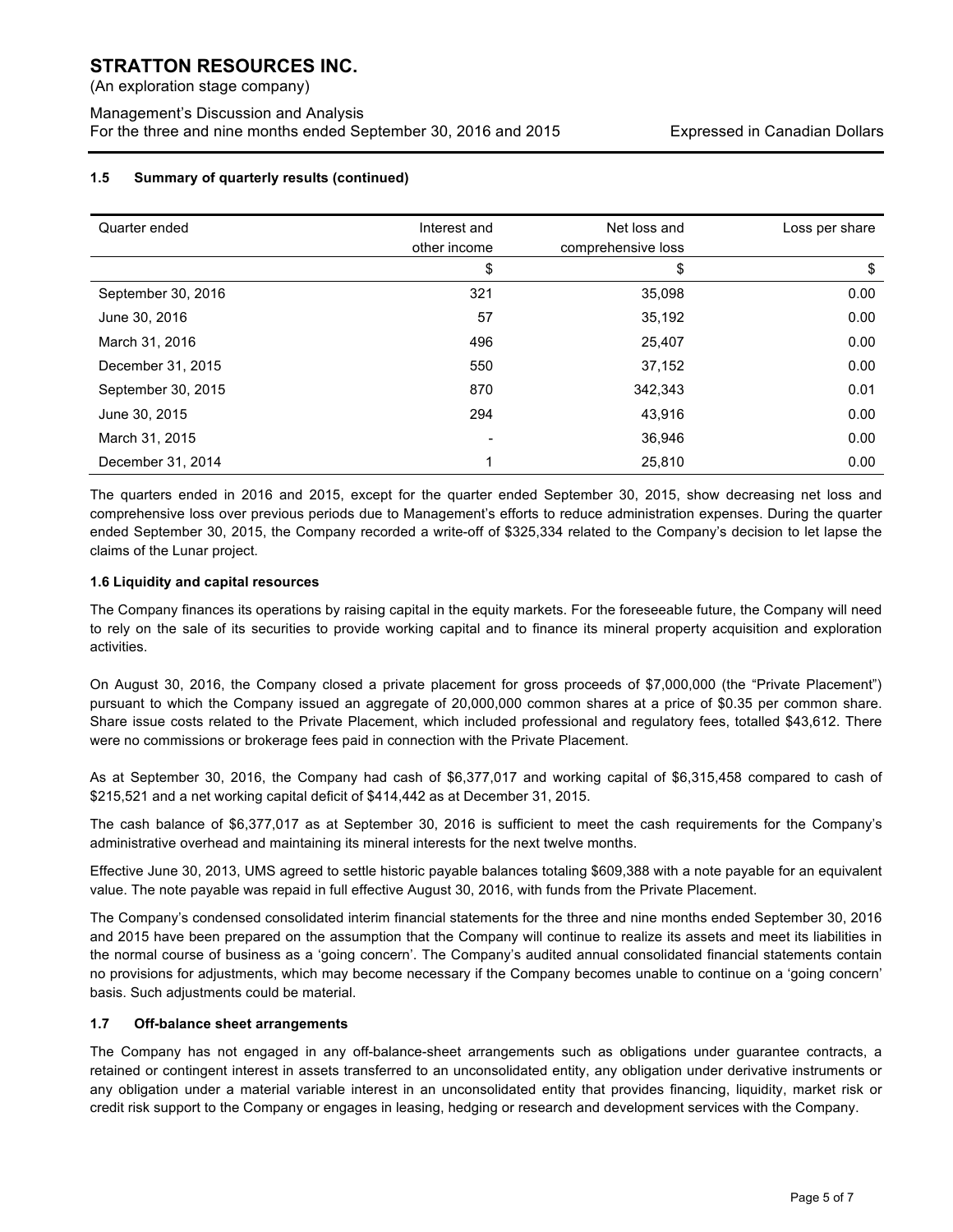#### 1.5 Summary of quarterly results (continued)

| Quarter ended | Interest and other income | Net loss and comprehensive loss | Loss per share |
|---|---:|---:|---:|
| | $ | $ | $ |
| September 30, 2016 | 321 | 35,098 | 0.00 |
| June 30, 2016 | 57 | 35,192 | 0.00 |
| March 31, 2016 | 496 | 25,407 | 0.00 |
| December 31, 2015 | 550 | 37,152 | 0.00 |
| September 30, 2015 | 870 | 342,343 | 0.01 |
| June 30, 2015 | 294 | 43,916 | 0.00 |
| March 31, 2015 | - | 36,946 | 0.00 |
| December 31, 2014 | 1 | 25,810 | 0.00 |

The quarters ended in 2016 and 2015, except for the quarter ended September 30, 2015, show decreasing net loss and comprehensive loss over previous periods due to Management's efforts to reduce administration expenses. During the quarter ended September 30, 2015, the Company recorded a write-off of $325,334 related to the Company's decision to let lapse the claims of the Lunar project.

#### 1.6 Liquidity and capital resources

The Company finances its operations by raising capital in the equity markets. For the foreseeable future, the Company will need to rely on the sale of its securities to provide working capital and to finance its mineral property acquisition and exploration activities.

On August 30, 2016, the Company closed a private placement for gross proceeds of $7,000,000 (the "Private Placement") pursuant to which the Company issued an aggregate of 20,000,000 common shares at a price of $0.35 per common share. Share issue costs related to the Private Placement, which included professional and regulatory fees, totalled $43,612. There were no commissions or brokerage fees paid in connection with the Private Placement.

As at September 30, 2016, the Company had cash of $6,377,017 and working capital of $6,315,458 compared to cash of $215,521 and a net working capital deficit of $414,442 as at December 31, 2015.

The cash balance of $6,377,017 as at September 30, 2016 is sufficient to meet the cash requirements for the Company's administrative overhead and maintaining its mineral interests for the next twelve months.

Effective June 30, 2013, UMS agreed to settle historic payable balances totaling $609,388 with a note payable for an equivalent value. The note payable was repaid in full effective August 30, 2016, with funds from the Private Placement.

The Company's condensed consolidated interim financial statements for the three and nine months ended September 30, 2016 and 2015 have been prepared on the assumption that the Company will continue to realize its assets and meet its liabilities in the normal course of business as a 'going concern'. The Company's audited annual consolidated financial statements contain no provisions for adjustments, which may become necessary if the Company becomes unable to continue on a 'going concern' basis. Such adjustments could be material.

#### 1.7 Off-balance sheet arrangements

The Company has not engaged in any off-balance-sheet arrangements such as obligations under guarantee contracts, a retained or contingent interest in assets transferred to an unconsolidated entity, any obligation under derivative instruments or any obligation under a material variable interest in an unconsolidated entity that provides financing, liquidity, market risk or credit risk support to the Company or engages in leasing, hedging or research and development services with the Company.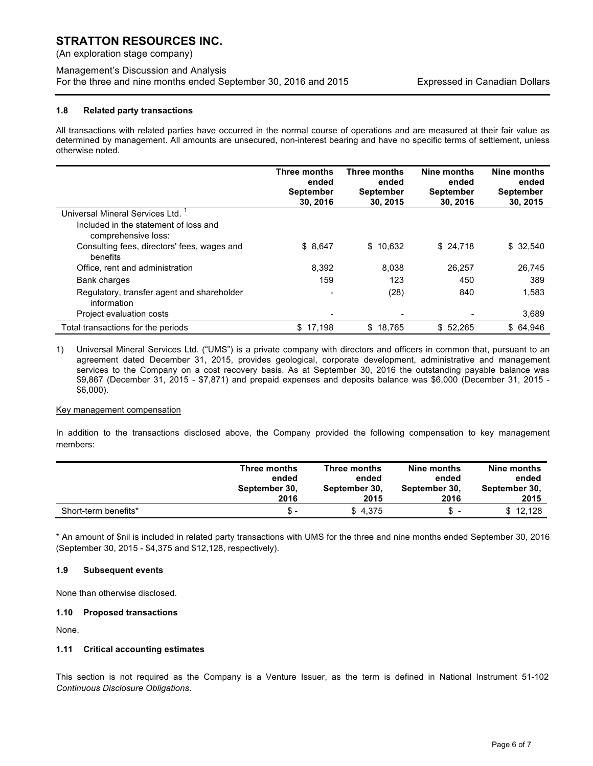### 1.8 Related party transactions

All transactions with related parties have occurred in the normal course of operations and are measured at their fair value as determined by management. All amounts are unsecured, non-interest bearing and have no specific terms of settlement, unless otherwise noted.

| | Three months ended September 30, 2016 | Three months ended September 30, 2015 | Nine months ended September 30, 2016 | Nine months ended September 30, 2015 |
|---|---|---|---|---|
| Universal Mineral Services Ltd. [1] | | | | |
| Included in the statement of loss and comprehensive loss: | | | | |
| Consulting fees, directors' fees, wages and benefits | $ 8,647 | $ 10,632 | $ 24,718 | $ 32,540 |
| Office, rent and administration | 8,392 | 8,038 | 26,257 | 26,745 |
| Bank charges | 159 | 123 | 450 | 389 |
| Regulatory, transfer agent and shareholder information | - | (28) | 840 | 1,583 |
| Project evaluation costs | - | - | - | 3,689 |
| Total transactions for the periods | $ 17,198 | $ 18,765 | $ 52,265 | $ 64,946 |

1) Universal Mineral Services Ltd. ("UMS") is a private company with directors and officers in common that, pursuant to an agreement dated December 31, 2015, provides geological, corporate development, administrative and management services to the Company on a cost recovery basis. As at September 30, 2016 the outstanding payable balance was $9,867 (December 31, 2015 - $7,871) and prepaid expenses and deposits balance was $6,000 (December 31, 2015 - $6,000).

Key management compensation

In addition to the transactions disclosed above, the Company provided the following compensation to key management members:

| | Three months ended September 30, 2016 | Three months ended September 30, 2015 | Nine months ended September 30, 2016 | Nine months ended September 30, 2015 |
|---|---|---|---|---|
| Short-term benefits* | $ - | $ 4,375 | $ - | $ 12,128 |

* An amount of $nil is included in related party transactions with UMS for the three and nine months ended September 30, 2016 (September 30, 2015 - $4,375 and $12,128, respectively).

### 1.9 Subsequent events

None than otherwise disclosed.

### 1.10 Proposed transactions

None.

### 1.11 Critical accounting estimates

This section is not required as the Company is a Venture Issuer, as the term is defined in National Instrument 51-102 *Continuous Disclosure Obligations*.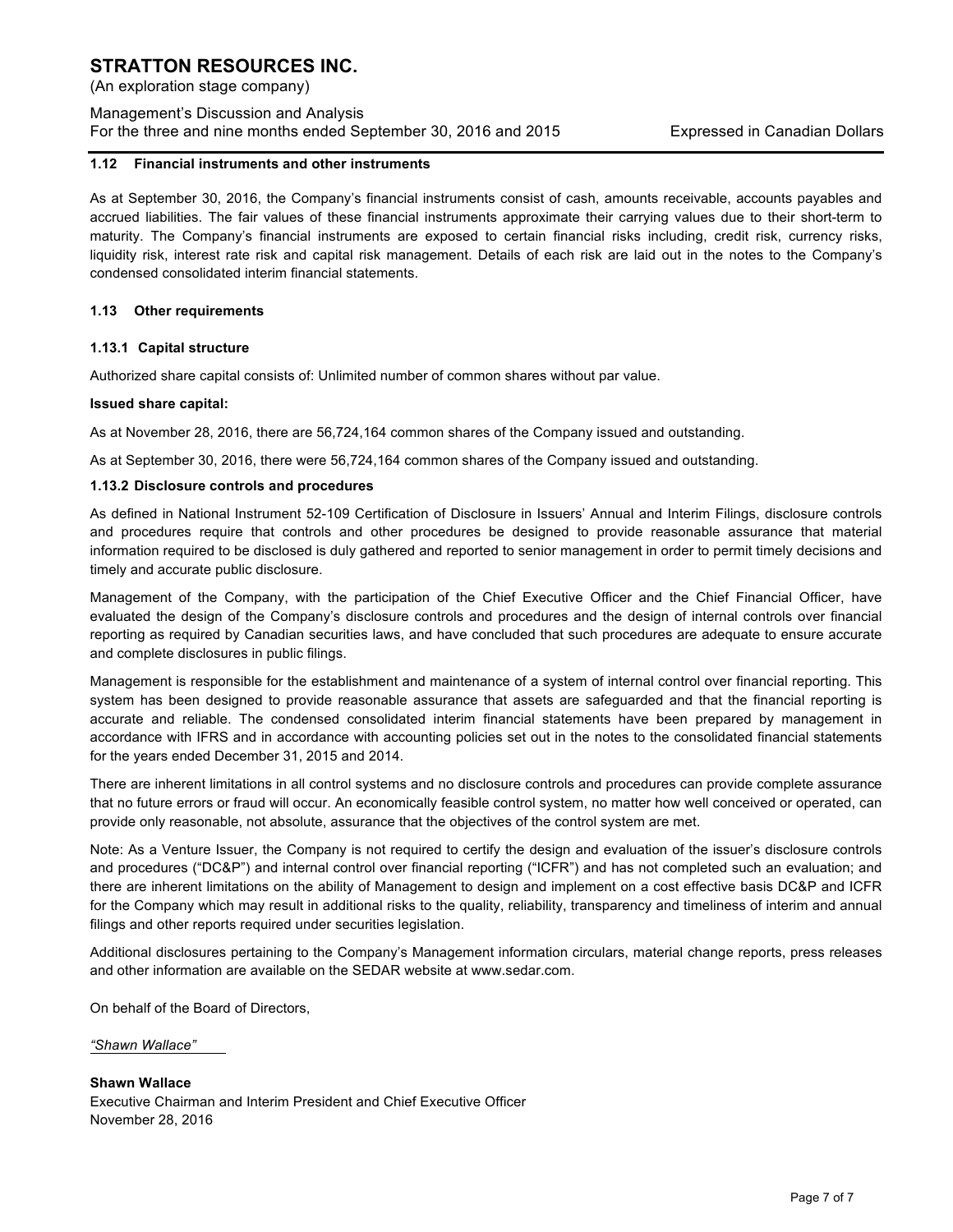### 1.12 Financial instruments and other instruments

As at September 30, 2016, the Company's financial instruments consist of cash, amounts receivable, accounts payables and accrued liabilities. The fair values of these financial instruments approximate their carrying values due to their short-term to maturity. The Company's financial instruments are exposed to certain financial risks including, credit risk, currency risks, liquidity risk, interest rate risk and capital risk management. Details of each risk are laid out in the notes to the Company's condensed consolidated interim financial statements.

### 1.13 Other requirements

#### 1.13.1 Capital structure

Authorized share capital consists of: Unlimited number of common shares without par value.

**Issued share capital:**

As at November 28, 2016, there are 56,724,164 common shares of the Company issued and outstanding.

As at September 30, 2016, there were 56,724,164 common shares of the Company issued and outstanding.

#### 1.13.2 Disclosure controls and procedures

As defined in National Instrument 52-109 Certification of Disclosure in Issuers' Annual and Interim Filings, disclosure controls and procedures require that controls and other procedures be designed to provide reasonable assurance that material information required to be disclosed is duly gathered and reported to senior management in order to permit timely decisions and timely and accurate public disclosure.

Management of the Company, with the participation of the Chief Executive Officer and the Chief Financial Officer, have evaluated the design of the Company's disclosure controls and procedures and the design of internal controls over financial reporting as required by Canadian securities laws, and have concluded that such procedures are adequate to ensure accurate and complete disclosures in public filings.

Management is responsible for the establishment and maintenance of a system of internal control over financial reporting. This system has been designed to provide reasonable assurance that assets are safeguarded and that the financial reporting is accurate and reliable. The condensed consolidated interim financial statements have been prepared by management in accordance with IFRS and in accordance with accounting policies set out in the notes to the consolidated financial statements for the years ended December 31, 2015 and 2014.

There are inherent limitations in all control systems and no disclosure controls and procedures can provide complete assurance that no future errors or fraud will occur. An economically feasible control system, no matter how well conceived or operated, can provide only reasonable, not absolute, assurance that the objectives of the control system are met.

Note: As a Venture Issuer, the Company is not required to certify the design and evaluation of the issuer's disclosure controls and procedures ("DC&P") and internal control over financial reporting ("ICFR") and has not completed such an evaluation; and there are inherent limitations on the ability of Management to design and implement on a cost effective basis DC&P and ICFR for the Company which may result in additional risks to the quality, reliability, transparency and timeliness of interim and annual filings and other reports required under securities legislation.

Additional disclosures pertaining to the Company's Management information circulars, material change reports, press releases and other information are available on the SEDAR website at www.sedar.com.

On behalf of the Board of Directors,

*"Shawn Wallace"*

**Shawn Wallace**
Executive Chairman and Interim President and Chief Executive Officer
November 28, 2016